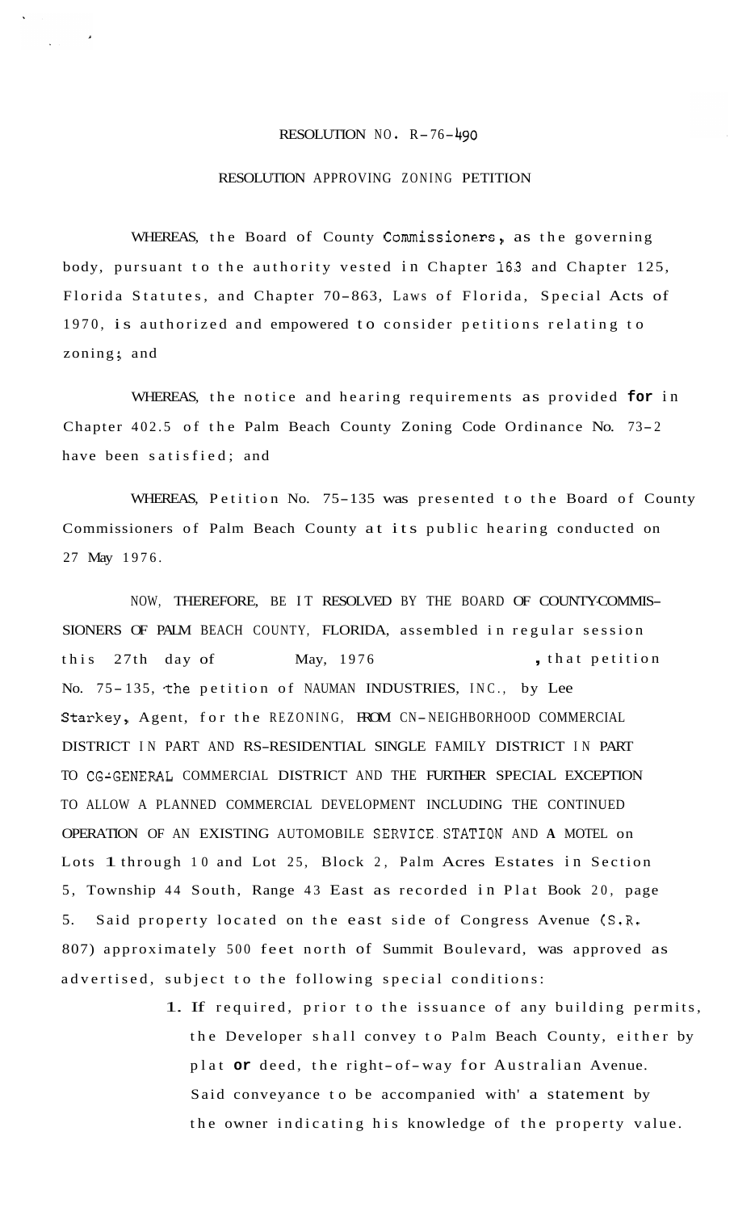# RESOLUTION NO. R-76-490

## RESOLUTION APPROVING ZONING PETITION

WHEREAS, the Board of County Commissioners, as the governing body, pursuant to the authority vested in Chapter 163 and Chapter 125, Florida Statutes, and Chapter 70-863, Laws of Florida, Special Acts of 1970, is authorized and empowered to consider petitions relating to zoning; and

WHEREAS, the notice and hearing requirements as provided for in Chapter 402.5 of the Palm Beach County Zoning Code Ordinance No. 73-2 have been satisfied; and

WHEREAS, Petition No. 75-135 was presented to the Board of County Commissioners of Palm Beach County at its public hearing conducted on 27 May 1976.

NOW, THEREFORE, BE IT RESOLVED BY THE BOARD OF COUNTY COMMISSIONERS OF PALM BEACH COUNTY, FLORIDA, assembled in regular session this 27th day of May, 1976, that petition No. 75-135, the petition of NAUMAN INDUSTRIES, INC., by Lee Starkey, Agent, for the REZONING, FROM CN-NEIGHBORHOOD COMMERCIAL DISTRICT IN PART AND RS-RESIDENTIAL SINGLE FAMILY DISTRICT IN PART TO CG-GENERAL COMMERCIAL DISTRICT AND THE FURTHER SPECIAL EXCEPTION TO ALLOW A PLANNED COMMERCIAL DEVELOPMENT INCLUDING THE CONTINUED OPERATION OF AN EXISTING AUTOMOBILE SERVICE STATION AND A MOTEL on Lots 1 through 10 and Lot 25, Block 2, Palm Acres Estates in Section 5, Township 44 South, Range 43 East as recorded in Plat Book 20, page 5. Said property located on the east side of Congress Avenue (S.R. 807) approximately 500 feet north of Summit Boulevard, was approved as advertised, subject to the following special conditions:

1. If required, prior to the issuance of any building permits, the Developer shall convey to Palm Beach County, either by plat or deed, the right-of-way for Australian Avenue. Said conveyance to be accompanied with' a statement by the owner indicating his knowledge of the property value.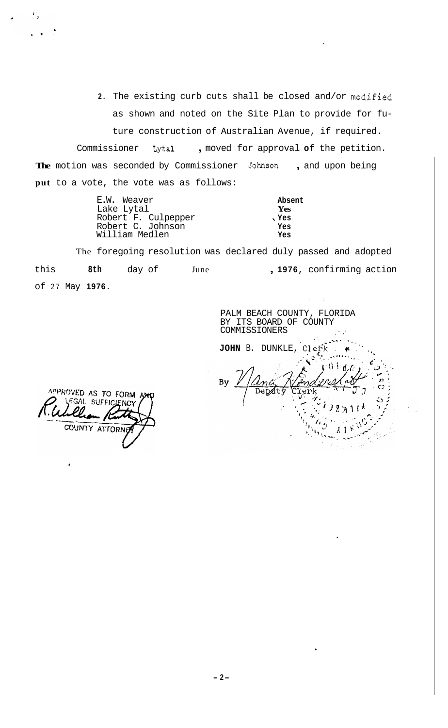2. The existing curb cuts shall be closed and/or modified as shown and noted on the Site Plan to provide for future construction of Australian Avenue, if required.

Commissioner Lytal, moved for approval of the petition. The motion was seconded by Commissioner Johnson, and upon being put to a vote, the vote was as follows:

| | |
|---|---|
| E.W. Weaver | Absent |
| Lake Lytal | Yes |
| Robert F. Culpepper | Yes |
| Robert C. Johnson | Yes |
| William Medlen | Yes |

The foregoing resolution was declared duly passed and adopted this 8th day of June, 1976, confirming action of 27 May 1976.

PALM BEACH COUNTY, FLORIDA
BY ITS BOARD OF COUNTY
COMMISSIONERS

JOHN B. DUNKLE, Clerk

By Nancy Vanderslott
Deputy Clerk

APPROVED AS TO FORM AND LEGAL SUFFICIENCY

R. William Rutty
COUNTY ATTORNEY